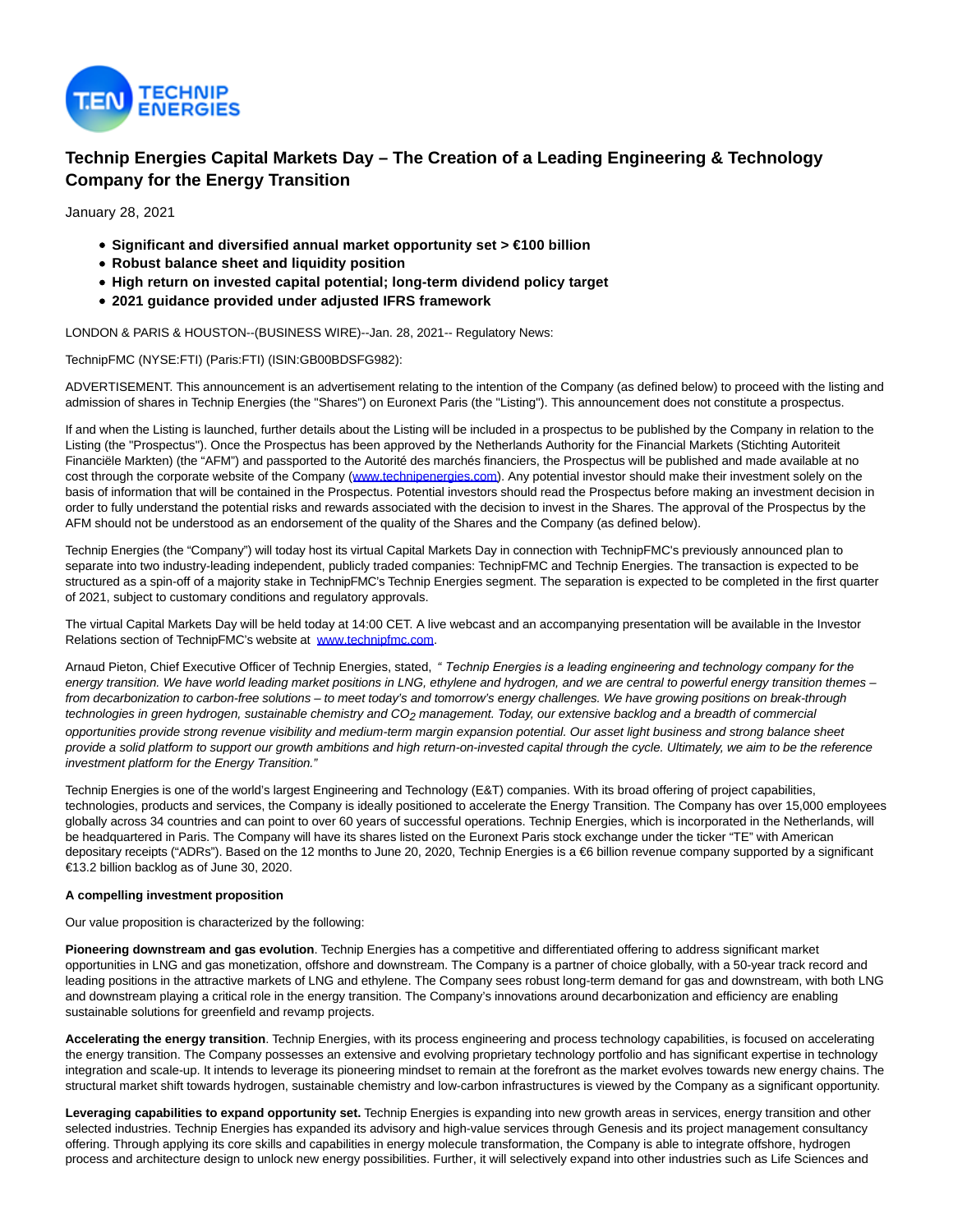# Technip Energies Capital Markets Day – The Creation of a Leading Engineering & Technology Company for the Energy Transition

January 28, 2021

- **Significant and diversified annual market opportunity set > €100 billion**
- **Robust balance sheet and liquidity position**
- **High return on invested capital potential; long-term dividend policy target**
- **2021 guidance provided under adjusted IFRS framework**

LONDON & PARIS & HOUSTON--(BUSINESS WIRE)--Jan. 28, 2021-- Regulatory News:

TechnipFMC (NYSE:FTI) (Paris:FTI) (ISIN:GB00BDSFG982):

ADVERTISEMENT. This announcement is an advertisement relating to the intention of the Company (as defined below) to proceed with the listing and admission of shares in Technip Energies (the "Shares") on Euronext Paris (the "Listing"). This announcement does not constitute a prospectus.

If and when the Listing is launched, further details about the Listing will be included in a prospectus to be published by the Company in relation to the Listing (the "Prospectus"). Once the Prospectus has been approved by the Netherlands Authority for the Financial Markets (Stichting Autoriteit Financiële Markten) (the "AFM") and passported to the Autorité des marchés financiers, the Prospectus will be published and made available at no cost through the corporate website of the Company (www.technipenergies.com). Any potential investor should make their investment solely on the basis of information that will be contained in the Prospectus. Potential investors should read the Prospectus before making an investment decision in order to fully understand the potential risks and rewards associated with the decision to invest in the Shares. The approval of the Prospectus by the AFM should not be understood as an endorsement of the quality of the Shares and the Company (as defined below).

Technip Energies (the "Company") will today host its virtual Capital Markets Day in connection with TechnipFMC's previously announced plan to separate into two industry-leading independent, publicly traded companies: TechnipFMC and Technip Energies. The transaction is expected to be structured as a spin-off of a majority stake in TechnipFMC's Technip Energies segment. The separation is expected to be completed in the first quarter of 2021, subject to customary conditions and regulatory approvals.

The virtual Capital Markets Day will be held today at 14:00 CET. A live webcast and an accompanying presentation will be available in the Investor Relations section of TechnipFMC's website at www.technipfmc.com.

Arnaud Pieton, Chief Executive Officer of Technip Energies, stated, *" Technip Energies is a leading engineering and technology company for the energy transition. We have world leading market positions in LNG, ethylene and hydrogen, and we are central to powerful energy transition themes – from decarbonization to carbon-free solutions – to meet today's and tomorrow's energy challenges. We have growing positions on break-through technologies in green hydrogen, sustainable chemistry and $CO_2$ management. Today, our extensive backlog and a breadth of commercial opportunities provide strong revenue visibility and medium-term margin expansion potential. Our asset light business and strong balance sheet provide a solid platform to support our growth ambitions and high return-on-invested capital through the cycle. Ultimately, we aim to be the reference investment platform for the Energy Transition."*

Technip Energies is one of the world's largest Engineering and Technology (E&T) companies. With its broad offering of project capabilities, technologies, products and services, the Company is ideally positioned to accelerate the Energy Transition. The Company has over 15,000 employees globally across 34 countries and can point to over 60 years of successful operations. Technip Energies, which is incorporated in the Netherlands, will be headquartered in Paris. The Company will have its shares listed on the Euronext Paris stock exchange under the ticker "TE" with American depositary receipts ("ADRs"). Based on the 12 months to June 20, 2020, Technip Energies is a €6 billion revenue company supported by a significant €13.2 billion backlog as of June 30, 2020.

**A compelling investment proposition**

Our value proposition is characterized by the following:

**Pioneering downstream and gas evolution**. Technip Energies has a competitive and differentiated offering to address significant market opportunities in LNG and gas monetization, offshore and downstream. The Company is a partner of choice globally, with a 50-year track record and leading positions in the attractive markets of LNG and ethylene. The Company sees robust long-term demand for gas and downstream, with both LNG and downstream playing a critical role in the energy transition. The Company's innovations around decarbonization and efficiency are enabling sustainable solutions for greenfield and revamp projects.

**Accelerating the energy transition**. Technip Energies, with its process engineering and process technology capabilities, is focused on accelerating the energy transition. The Company possesses an extensive and evolving proprietary technology portfolio and has significant expertise in technology integration and scale-up. It intends to leverage its pioneering mindset to remain at the forefront as the market evolves towards new energy chains. The structural market shift towards hydrogen, sustainable chemistry and low-carbon infrastructures is viewed by the Company as a significant opportunity.

**Leveraging capabilities to expand opportunity set.** Technip Energies is expanding into new growth areas in services, energy transition and other selected industries. Technip Energies has expanded its advisory and high-value services through Genesis and its project management consultancy offering. Through applying its core skills and capabilities in energy molecule transformation, the Company is able to integrate offshore, hydrogen process and architecture design to unlock new energy possibilities. Further, it will selectively expand into other industries such as Life Sciences and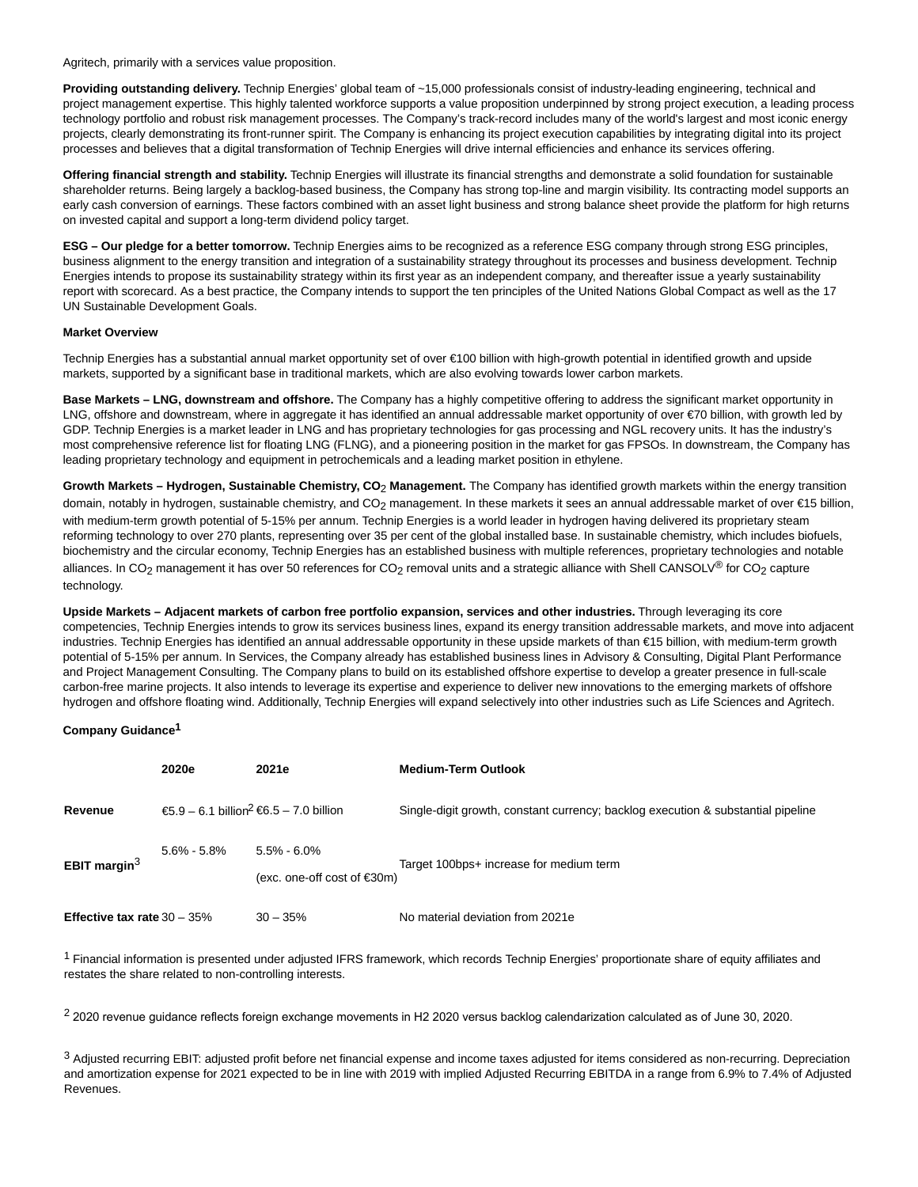Agritech, primarily with a services value proposition.

**Providing outstanding delivery.** Technip Energies' global team of ~15,000 professionals consist of industry-leading engineering, technical and project management expertise. This highly talented workforce supports a value proposition underpinned by strong project execution, a leading process technology portfolio and robust risk management processes. The Company's track-record includes many of the world's largest and most iconic energy projects, clearly demonstrating its front-runner spirit. The Company is enhancing its project execution capabilities by integrating digital into its project processes and believes that a digital transformation of Technip Energies will drive internal efficiencies and enhance its services offering.

**Offering financial strength and stability.** Technip Energies will illustrate its financial strengths and demonstrate a solid foundation for sustainable shareholder returns. Being largely a backlog-based business, the Company has strong top-line and margin visibility. Its contracting model supports an early cash conversion of earnings. These factors combined with an asset light business and strong balance sheet provide the platform for high returns on invested capital and support a long-term dividend policy target.

**ESG – Our pledge for a better tomorrow.** Technip Energies aims to be recognized as a reference ESG company through strong ESG principles, business alignment to the energy transition and integration of a sustainability strategy throughout its processes and business development. Technip Energies intends to propose its sustainability strategy within its first year as an independent company, and thereafter issue a yearly sustainability report with scorecard. As a best practice, the Company intends to support the ten principles of the United Nations Global Compact as well as the 17 UN Sustainable Development Goals.

**Market Overview**

Technip Energies has a substantial annual market opportunity set of over €100 billion with high-growth potential in identified growth and upside markets, supported by a significant base in traditional markets, which are also evolving towards lower carbon markets.

**Base Markets – LNG, downstream and offshore.** The Company has a highly competitive offering to address the significant market opportunity in LNG, offshore and downstream, where in aggregate it has identified an annual addressable market opportunity of over €70 billion, with growth led by GDP. Technip Energies is a market leader in LNG and has proprietary technologies for gas processing and NGL recovery units. It has the industry's most comprehensive reference list for floating LNG (FLNG), and a pioneering position in the market for gas FPSOs. In downstream, the Company has leading proprietary technology and equipment in petrochemicals and a leading market position in ethylene.

**Growth Markets – Hydrogen, Sustainable Chemistry, $CO_2$ Management.** The Company has identified growth markets within the energy transition domain, notably in hydrogen, sustainable chemistry, and $CO_2$ management. In these markets it sees an annual addressable market of over €15 billion, with medium-term growth potential of 5-15% per annum. Technip Energies is a world leader in hydrogen having delivered its proprietary steam reforming technology to over 270 plants, representing over 35 per cent of the global installed base. In sustainable chemistry, which includes biofuels, biochemistry and the circular economy, Technip Energies has an established business with multiple references, proprietary technologies and notable alliances. In $CO_2$ management it has over 50 references for $CO_2$ removal units and a strategic alliance with Shell CANSOLV® for $CO_2$ capture technology.

**Upside Markets – Adjacent markets of carbon free portfolio expansion, services and other industries.** Through leveraging its core competencies, Technip Energies intends to grow its services business lines, expand its energy transition addressable markets, and move into adjacent industries. Technip Energies has identified an annual addressable opportunity in these upside markets of than €15 billion, with medium-term growth potential of 5-15% per annum. In Services, the Company already has established business lines in Advisory & Consulting, Digital Plant Performance and Project Management Consulting. The Company plans to build on its established offshore expertise to develop a greater presence in full-scale carbon-free marine projects. It also intends to leverage its expertise and experience to deliver new innovations to the emerging markets of offshore hydrogen and offshore floating wind. Additionally, Technip Energies will expand selectively into other industries such as Life Sciences and Agritech.

**Company Guidance[1]**

| | 2020e | 2021e | Medium-Term Outlook |
|---|---|---|---|
| **Revenue** | €5.9 – 6.1 billion[2] | €6.5 – 7.0 billion | Single-digit growth, constant currency; backlog execution & substantial pipeline |
| **EBIT margin[3]** | 5.6% - 5.8% | 5.5% - 6.0% (exc. one-off cost of €30m) | Target 100bps+ increase for medium term |
| **Effective tax rate** | 30 – 35% | 30 – 35% | No material deviation from 2021e |

[1] Financial information is presented under adjusted IFRS framework, which records Technip Energies' proportionate share of equity affiliates and restates the share related to non-controlling interests.

[2] 2020 revenue guidance reflects foreign exchange movements in H2 2020 versus backlog calendarization calculated as of June 30, 2020.

[3] Adjusted recurring EBIT: adjusted profit before net financial expense and income taxes adjusted for items considered as non-recurring. Depreciation and amortization expense for 2021 expected to be in line with 2019 with implied Adjusted Recurring EBITDA in a range from 6.9% to 7.4% of Adjusted Revenues.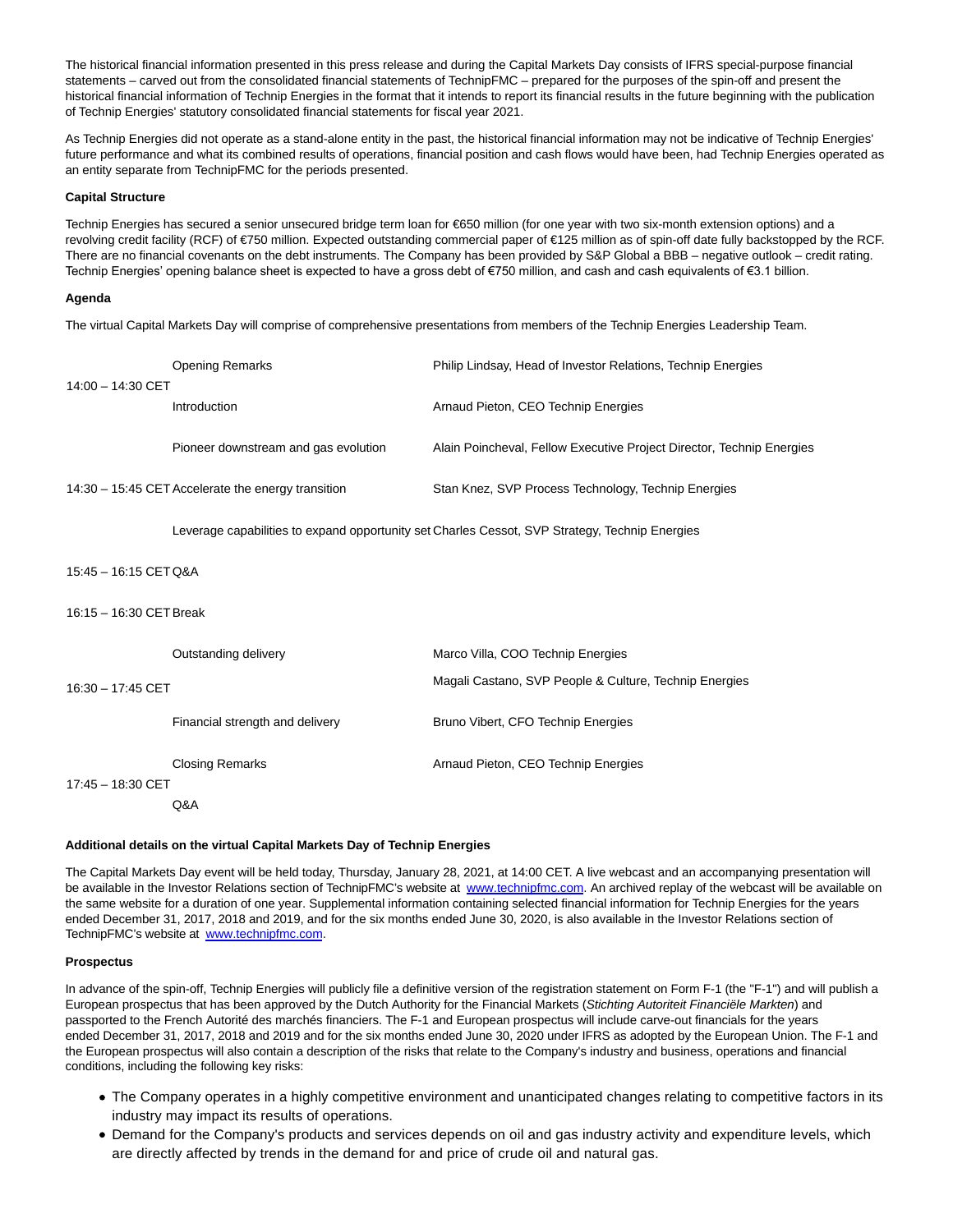The historical financial information presented in this press release and during the Capital Markets Day consists of IFRS special-purpose financial statements – carved out from the consolidated financial statements of TechnipFMC – prepared for the purposes of the spin-off and present the historical financial information of Technip Energies in the format that it intends to report its financial results in the future beginning with the publication of Technip Energies' statutory consolidated financial statements for fiscal year 2021.

As Technip Energies did not operate as a stand-alone entity in the past, the historical financial information may not be indicative of Technip Energies' future performance and what its combined results of operations, financial position and cash flows would have been, had Technip Energies operated as an entity separate from TechnipFMC for the periods presented.

**Capital Structure**

Technip Energies has secured a senior unsecured bridge term loan for €650 million (for one year with two six-month extension options) and a revolving credit facility (RCF) of €750 million. Expected outstanding commercial paper of €125 million as of spin-off date fully backstopped by the RCF. There are no financial covenants on the debt instruments. The Company has been provided by S&P Global a BBB – negative outlook – credit rating. Technip Energies' opening balance sheet is expected to have a gross debt of €750 million, and cash and cash equivalents of €3.1 billion.

**Agenda**

The virtual Capital Markets Day will comprise of comprehensive presentations from members of the Technip Energies Leadership Team.

| Time | Session | Speaker |
|---|---|---|
| 14:00 – 14:30 CET | Opening Remarks | Philip Lindsay, Head of Investor Relations, Technip Energies |
| | Introduction | Arnaud Pieton, CEO Technip Energies |
| 14:30 – 15:45 CET | Pioneer downstream and gas evolution | Alain Poincheval, Fellow Executive Project Director, Technip Energies |
| | Accelerate the energy transition | Stan Knez, SVP Process Technology, Technip Energies |
| | Leverage capabilities to expand opportunity set | Charles Cessot, SVP Strategy, Technip Energies |
| 15:45 – 16:15 CET | Q&A | |
| 16:15 – 16:30 CET | Break | |
| 16:30 – 17:45 CET | Outstanding delivery | Marco Villa, COO Technip Energies |
| | | Magali Castano, SVP People & Culture, Technip Energies |
| | Financial strength and delivery | Bruno Vibert, CFO Technip Energies |
| 17:45 – 18:30 CET | Closing Remarks | Arnaud Pieton, CEO Technip Energies |
| | Q&A | |

**Additional details on the virtual Capital Markets Day of Technip Energies**

The Capital Markets Day event will be held today, Thursday, January 28, 2021, at 14:00 CET. A live webcast and an accompanying presentation will be available in the Investor Relations section of TechnipFMC's website at www.technipfmc.com. An archived replay of the webcast will be available on the same website for a duration of one year. Supplemental information containing selected financial information for Technip Energies for the years ended December 31, 2017, 2018 and 2019, and for the six months ended June 30, 2020, is also available in the Investor Relations section of TechnipFMC's website at www.technipfmc.com.

**Prospectus**

In advance of the spin-off, Technip Energies will publicly file a definitive version of the registration statement on Form F-1 (the "F-1") and will publish a European prospectus that has been approved by the Dutch Authority for the Financial Markets (*Stichting Autoriteit Financiële Markten*) and passported to the French Autorité des marchés financiers. The F-1 and European prospectus will include carve-out financials for the years ended December 31, 2017, 2018 and 2019 and for the six months ended June 30, 2020 under IFRS as adopted by the European Union. The F-1 and the European prospectus will also contain a description of the risks that relate to the Company's industry and business, operations and financial conditions, including the following key risks:

- The Company operates in a highly competitive environment and unanticipated changes relating to competitive factors in its industry may impact its results of operations.
- Demand for the Company's products and services depends on oil and gas industry activity and expenditure levels, which are directly affected by trends in the demand for and price of crude oil and natural gas.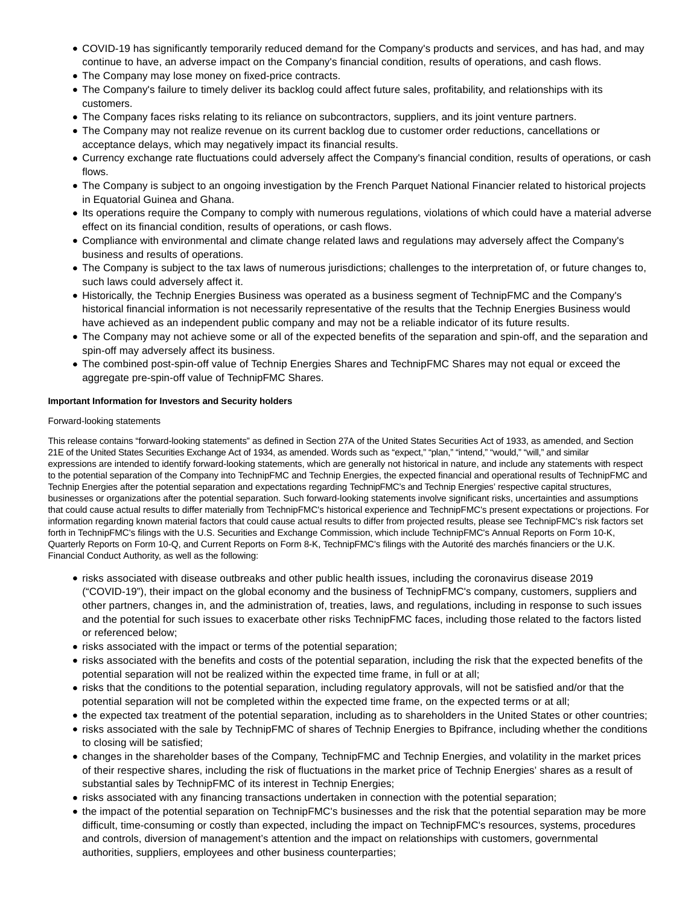- COVID-19 has significantly temporarily reduced demand for the Company's products and services, and has had, and may continue to have, an adverse impact on the Company's financial condition, results of operations, and cash flows.
- The Company may lose money on fixed-price contracts.
- The Company's failure to timely deliver its backlog could affect future sales, profitability, and relationships with its customers.
- The Company faces risks relating to its reliance on subcontractors, suppliers, and its joint venture partners.
- The Company may not realize revenue on its current backlog due to customer order reductions, cancellations or acceptance delays, which may negatively impact its financial results.
- Currency exchange rate fluctuations could adversely affect the Company's financial condition, results of operations, or cash flows.
- The Company is subject to an ongoing investigation by the French Parquet National Financier related to historical projects in Equatorial Guinea and Ghana.
- Its operations require the Company to comply with numerous regulations, violations of which could have a material adverse effect on its financial condition, results of operations, or cash flows.
- Compliance with environmental and climate change related laws and regulations may adversely affect the Company's business and results of operations.
- The Company is subject to the tax laws of numerous jurisdictions; challenges to the interpretation of, or future changes to, such laws could adversely affect it.
- Historically, the Technip Energies Business was operated as a business segment of TechnipFMC and the Company's historical financial information is not necessarily representative of the results that the Technip Energies Business would have achieved as an independent public company and may not be a reliable indicator of its future results.
- The Company may not achieve some or all of the expected benefits of the separation and spin-off, and the separation and spin-off may adversely affect its business.
- The combined post-spin-off value of Technip Energies Shares and TechnipFMC Shares may not equal or exceed the aggregate pre-spin-off value of TechnipFMC Shares.

**Important Information for Investors and Security holders**

Forward-looking statements

This release contains "forward-looking statements" as defined in Section 27A of the United States Securities Act of 1933, as amended, and Section 21E of the United States Securities Exchange Act of 1934, as amended. Words such as "expect," "plan," "intend," "would," "will," and similar expressions are intended to identify forward-looking statements, which are generally not historical in nature, and include any statements with respect to the potential separation of the Company into TechnipFMC and Technip Energies, the expected financial and operational results of TechnipFMC and Technip Energies after the potential separation and expectations regarding TechnipFMC's and Technip Energies' respective capital structures, businesses or organizations after the potential separation. Such forward-looking statements involve significant risks, uncertainties and assumptions that could cause actual results to differ materially from TechnipFMC's historical experience and TechnipFMC's present expectations or projections. For information regarding known material factors that could cause actual results to differ from projected results, please see TechnipFMC's risk factors set forth in TechnipFMC's filings with the U.S. Securities and Exchange Commission, which include TechnipFMC's Annual Reports on Form 10-K, Quarterly Reports on Form 10-Q, and Current Reports on Form 8-K, TechnipFMC's filings with the Autorité des marchés financiers or the U.K. Financial Conduct Authority, as well as the following:

- risks associated with disease outbreaks and other public health issues, including the coronavirus disease 2019 ("COVID-19"), their impact on the global economy and the business of TechnipFMC's company, customers, suppliers and other partners, changes in, and the administration of, treaties, laws, and regulations, including in response to such issues and the potential for such issues to exacerbate other risks TechnipFMC faces, including those related to the factors listed or referenced below;
- risks associated with the impact or terms of the potential separation;
- risks associated with the benefits and costs of the potential separation, including the risk that the expected benefits of the potential separation will not be realized within the expected time frame, in full or at all;
- risks that the conditions to the potential separation, including regulatory approvals, will not be satisfied and/or that the potential separation will not be completed within the expected time frame, on the expected terms or at all;
- the expected tax treatment of the potential separation, including as to shareholders in the United States or other countries;
- risks associated with the sale by TechnipFMC of shares of Technip Energies to Bpifrance, including whether the conditions to closing will be satisfied;
- changes in the shareholder bases of the Company, TechnipFMC and Technip Energies, and volatility in the market prices of their respective shares, including the risk of fluctuations in the market price of Technip Energies' shares as a result of substantial sales by TechnipFMC of its interest in Technip Energies;
- risks associated with any financing transactions undertaken in connection with the potential separation;
- the impact of the potential separation on TechnipFMC's businesses and the risk that the potential separation may be more difficult, time-consuming or costly than expected, including the impact on TechnipFMC's resources, systems, procedures and controls, diversion of management's attention and the impact on relationships with customers, governmental authorities, suppliers, employees and other business counterparties;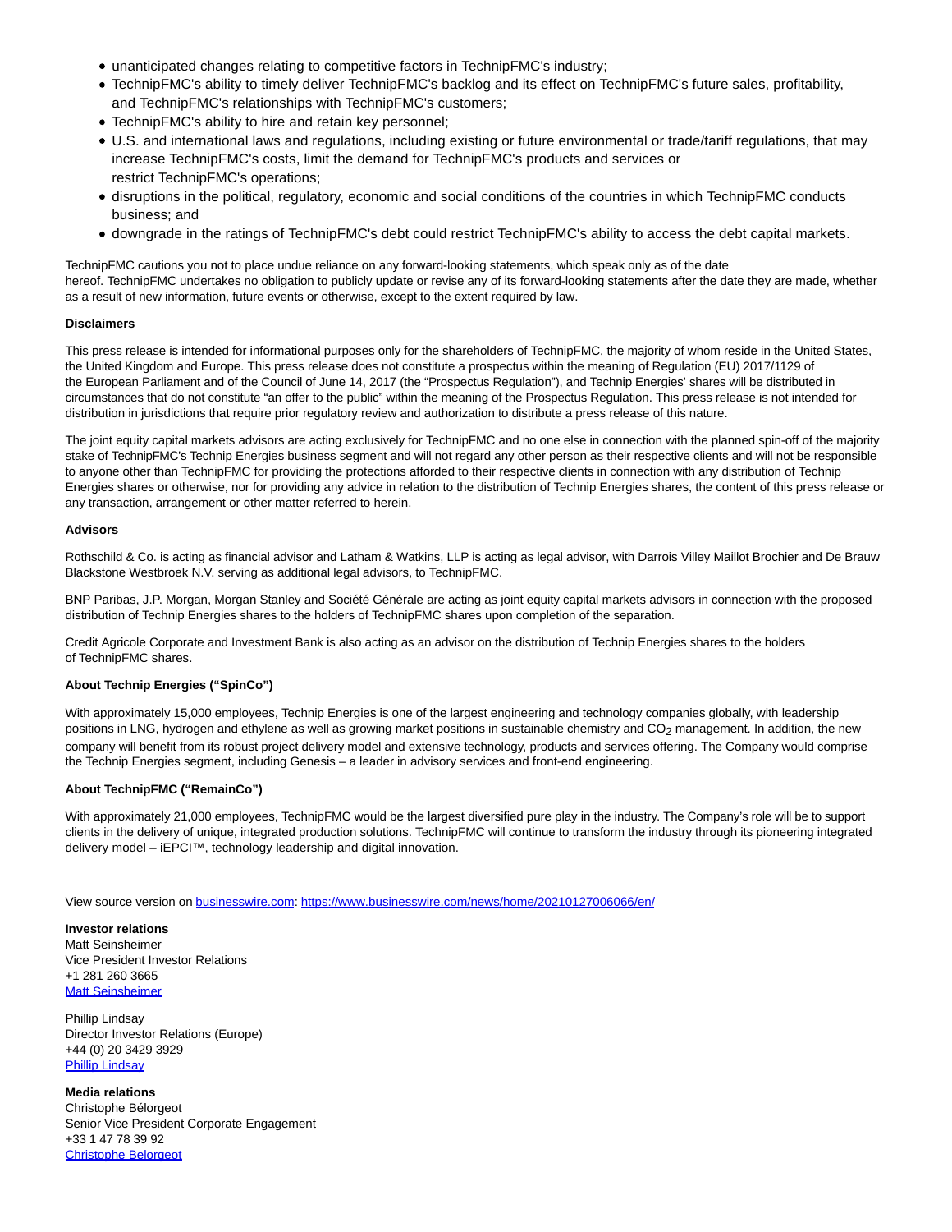- unanticipated changes relating to competitive factors in TechnipFMC's industry;
- TechnipFMC's ability to timely deliver TechnipFMC's backlog and its effect on TechnipFMC's future sales, profitability, and TechnipFMC's relationships with TechnipFMC's customers;
- TechnipFMC's ability to hire and retain key personnel;
- U.S. and international laws and regulations, including existing or future environmental or trade/tariff regulations, that may increase TechnipFMC's costs, limit the demand for TechnipFMC's products and services or restrict TechnipFMC's operations;
- disruptions in the political, regulatory, economic and social conditions of the countries in which TechnipFMC conducts business; and
- downgrade in the ratings of TechnipFMC's debt could restrict TechnipFMC's ability to access the debt capital markets.

TechnipFMC cautions you not to place undue reliance on any forward-looking statements, which speak only as of the date hereof. TechnipFMC undertakes no obligation to publicly update or revise any of its forward-looking statements after the date they are made, whether as a result of new information, future events or otherwise, except to the extent required by law.

**Disclaimers**

This press release is intended for informational purposes only for the shareholders of TechnipFMC, the majority of whom reside in the United States, the United Kingdom and Europe. This press release does not constitute a prospectus within the meaning of Regulation (EU) 2017/1129 of the European Parliament and of the Council of June 14, 2017 (the "Prospectus Regulation"), and Technip Energies' shares will be distributed in circumstances that do not constitute "an offer to the public" within the meaning of the Prospectus Regulation. This press release is not intended for distribution in jurisdictions that require prior regulatory review and authorization to distribute a press release of this nature.

The joint equity capital markets advisors are acting exclusively for TechnipFMC and no one else in connection with the planned spin-off of the majority stake of TechnipFMC's Technip Energies business segment and will not regard any other person as their respective clients and will not be responsible to anyone other than TechnipFMC for providing the protections afforded to their respective clients in connection with any distribution of Technip Energies shares or otherwise, nor for providing any advice in relation to the distribution of Technip Energies shares, the content of this press release or any transaction, arrangement or other matter referred to herein.

**Advisors**

Rothschild & Co. is acting as financial advisor and Latham & Watkins, LLP is acting as legal advisor, with Darrois Villey Maillot Brochier and De Brauw Blackstone Westbroek N.V. serving as additional legal advisors, to TechnipFMC.

BNP Paribas, J.P. Morgan, Morgan Stanley and Société Générale are acting as joint equity capital markets advisors in connection with the proposed distribution of Technip Energies shares to the holders of TechnipFMC shares upon completion of the separation.

Credit Agricole Corporate and Investment Bank is also acting as an advisor on the distribution of Technip Energies shares to the holders of TechnipFMC shares.

**About Technip Energies ("SpinCo")**

With approximately 15,000 employees, Technip Energies is one of the largest engineering and technology companies globally, with leadership positions in LNG, hydrogen and ethylene as well as growing market positions in sustainable chemistry and $CO_2$ management. In addition, the new company will benefit from its robust project delivery model and extensive technology, products and services offering. The Company would comprise the Technip Energies segment, including Genesis – a leader in advisory services and front-end engineering.

**About TechnipFMC ("RemainCo")**

With approximately 21,000 employees, TechnipFMC would be the largest diversified pure play in the industry. The Company's role will be to support clients in the delivery of unique, integrated production solutions. TechnipFMC will continue to transform the industry through its pioneering integrated delivery model – iEPCI™, technology leadership and digital innovation.

View source version on businesswire.com: https://www.businesswire.com/news/home/20210127006066/en/

**Investor relations**
Matt Seinsheimer
Vice President Investor Relations
+1 281 260 3665
Matt Seinsheimer

Phillip Lindsay
Director Investor Relations (Europe)
+44 (0) 20 3429 3929
Phillip Lindsay

**Media relations**
Christophe Bélorgeot
Senior Vice President Corporate Engagement
+33 1 47 78 39 92
Christophe Belorgeot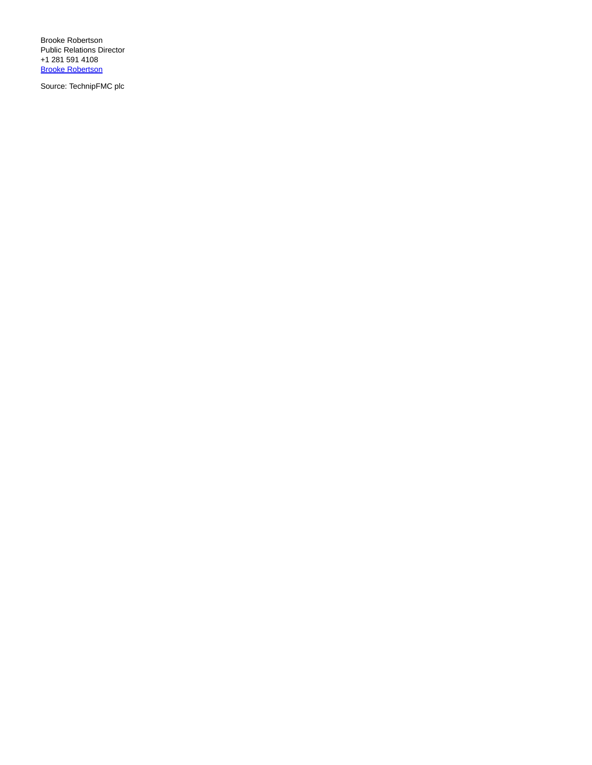Brooke Robertson
Public Relations Director
+1 281 591 4108
[Brooke Robertson]()

Source: TechnipFMC plc